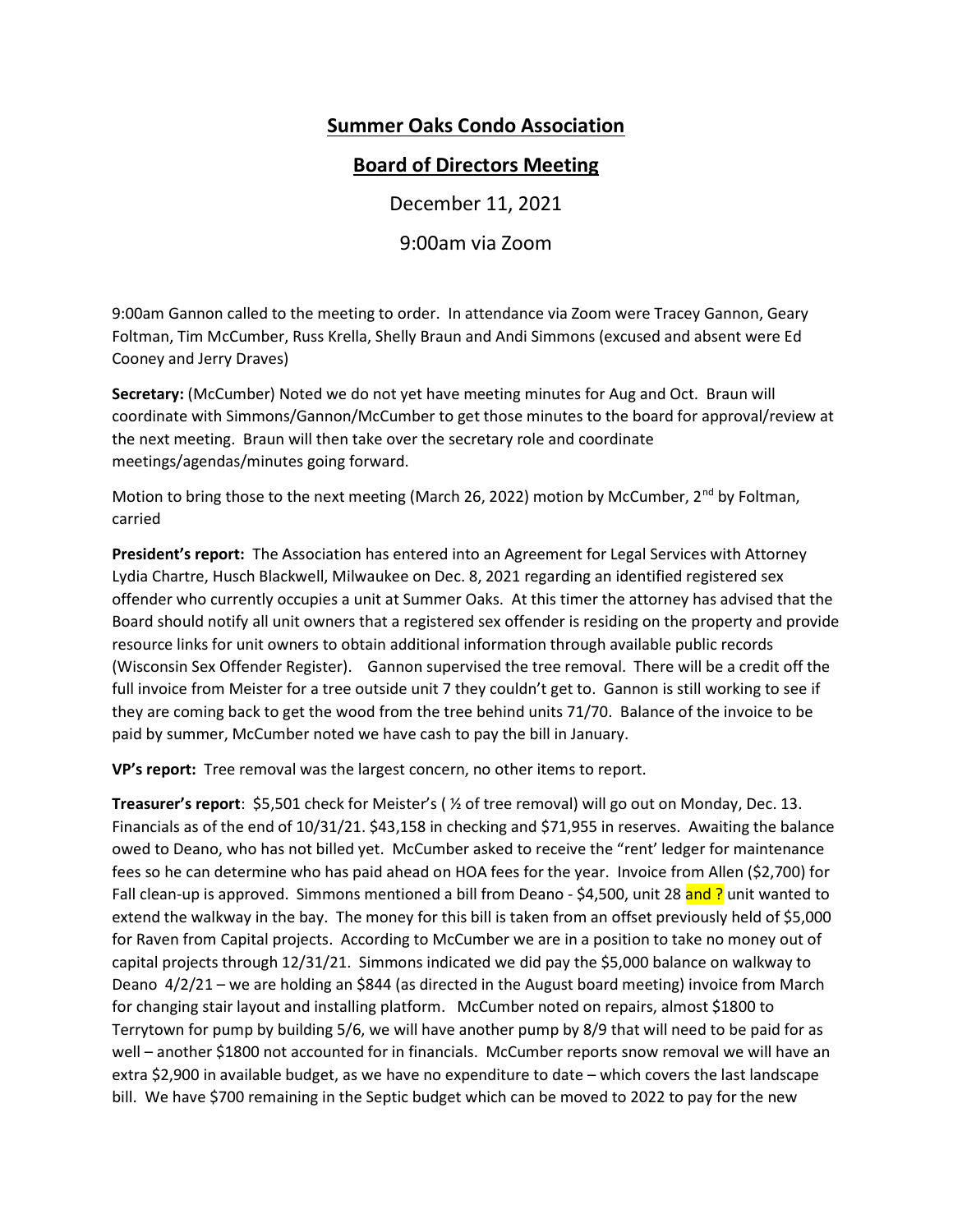# Summer Oaks Condo Association

## Board of Directors Meeting

December 11, 2021

9:00am via Zoom

9:00am Gannon called to the meeting to order. In attendance via Zoom were Tracey Gannon, Geary Foltman, Tim McCumber, Russ Krella, Shelly Braun and Andi Simmons (excused and absent were Ed Cooney and Jerry Draves)

**Secretary:** (McCumber) Noted we do not yet have meeting minutes for Aug and Oct. Braun will coordinate with Simmons/Gannon/McCumber to get those minutes to the board for approval/review at the next meeting. Braun will then take over the secretary role and coordinate meetings/agendas/minutes going forward.

Motion to bring those to the next meeting (March 26, 2022) motion by McCumber, 2nd by Foltman, carried

**President's report:** The Association has entered into an Agreement for Legal Services with Attorney Lydia Chartre, Husch Blackwell, Milwaukee on Dec. 8, 2021 regarding an identified registered sex offender who currently occupies a unit at Summer Oaks. At this timer the attorney has advised that the Board should notify all unit owners that a registered sex offender is residing on the property and provide resource links for unit owners to obtain additional information through available public records (Wisconsin Sex Offender Register). Gannon supervised the tree removal. There will be a credit off the full invoice from Meister for a tree outside unit 7 they couldn't get to. Gannon is still working to see if they are coming back to get the wood from the tree behind units 71/70. Balance of the invoice to be paid by summer, McCumber noted we have cash to pay the bill in January.

**VP's report:** Tree removal was the largest concern, no other items to report.

**Treasurer's report**: $5,501 check for Meister's ( ½ of tree removal) will go out on Monday, Dec. 13. Financials as of the end of 10/31/21. $43,158 in checking and $71,955 in reserves. Awaiting the balance owed to Deano, who has not billed yet. McCumber asked to receive the "rent' ledger for maintenance fees so he can determine who has paid ahead on HOA fees for the year. Invoice from Allen ($2,700) for Fall clean-up is approved. Simmons mentioned a bill from Deano - $4,500, unit 28 and ? unit wanted to extend the walkway in the bay. The money for this bill is taken from an offset previously held of $5,000 for Raven from Capital projects. According to McCumber we are in a position to take no money out of capital projects through 12/31/21. Simmons indicated we did pay the $5,000 balance on walkway to Deano 4/2/21 – we are holding an $844 (as directed in the August board meeting) invoice from March for changing stair layout and installing platform. McCumber noted on repairs, almost $1800 to Terrytown for pump by building 5/6, we will have another pump by 8/9 that will need to be paid for as well – another $1800 not accounted for in financials. McCumber reports snow removal we will have an extra $2,900 in available budget, as we have no expenditure to date – which covers the last landscape bill. We have $700 remaining in the Septic budget which can be moved to 2022 to pay for the new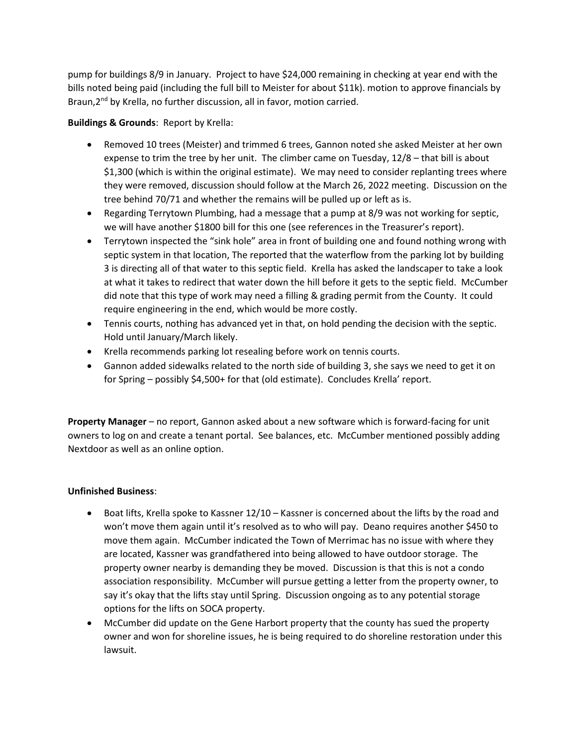pump for buildings 8/9 in January. Project to have $24,000 remaining in checking at year end with the bills noted being paid (including the full bill to Meister for about $11k). motion to approve financials by Braun,2nd by Krella, no further discussion, all in favor, motion carried.

**Buildings & Grounds**: Report by Krella:

- Removed 10 trees (Meister) and trimmed 6 trees, Gannon noted she asked Meister at her own expense to trim the tree by her unit. The climber came on Tuesday, 12/8 – that bill is about $1,300 (which is within the original estimate). We may need to consider replanting trees where they were removed, discussion should follow at the March 26, 2022 meeting. Discussion on the tree behind 70/71 and whether the remains will be pulled up or left as is.
- Regarding Terrytown Plumbing, had a message that a pump at 8/9 was not working for septic, we will have another $1800 bill for this one (see references in the Treasurer's report).
- Terrytown inspected the "sink hole" area in front of building one and found nothing wrong with septic system in that location, The reported that the waterflow from the parking lot by building 3 is directing all of that water to this septic field. Krella has asked the landscaper to take a look at what it takes to redirect that water down the hill before it gets to the septic field. McCumber did note that this type of work may need a filling & grading permit from the County. It could require engineering in the end, which would be more costly.
- Tennis courts, nothing has advanced yet in that, on hold pending the decision with the septic. Hold until January/March likely.
- Krella recommends parking lot resealing before work on tennis courts.
- Gannon added sidewalks related to the north side of building 3, she says we need to get it on for Spring – possibly $4,500+ for that (old estimate). Concludes Krella' report.

**Property Manager** – no report, Gannon asked about a new software which is forward-facing for unit owners to log on and create a tenant portal. See balances, etc. McCumber mentioned possibly adding Nextdoor as well as an online option.

**Unfinished Business**:

- Boat lifts, Krella spoke to Kassner 12/10 – Kassner is concerned about the lifts by the road and won't move them again until it's resolved as to who will pay. Deano requires another $450 to move them again. McCumber indicated the Town of Merrimac has no issue with where they are located, Kassner was grandfathered into being allowed to have outdoor storage. The property owner nearby is demanding they be moved. Discussion is that this is not a condo association responsibility. McCumber will pursue getting a letter from the property owner, to say it's okay that the lifts stay until Spring. Discussion ongoing as to any potential storage options for the lifts on SOCA property.
- McCumber did update on the Gene Harbort property that the county has sued the property owner and won for shoreline issues, he is being required to do shoreline restoration under this lawsuit.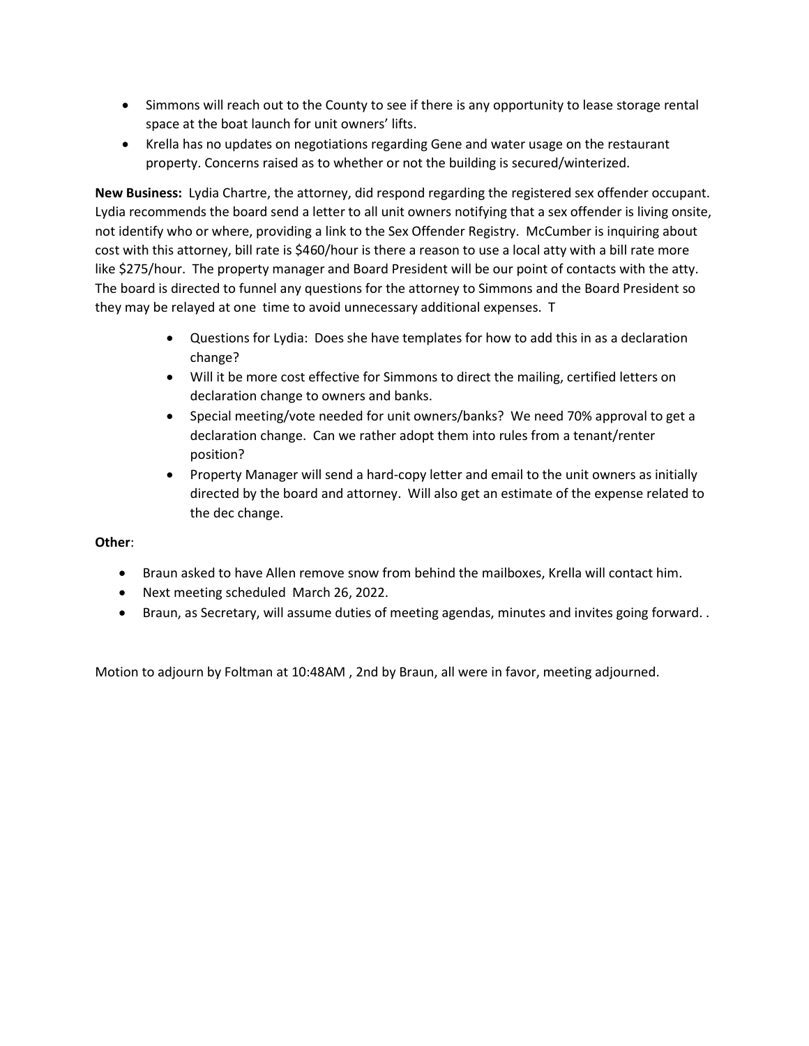- Simmons will reach out to the County to see if there is any opportunity to lease storage rental space at the boat launch for unit owners' lifts.
- Krella has no updates on negotiations regarding Gene and water usage on the restaurant property. Concerns raised as to whether or not the building is secured/winterized.

**New Business:** Lydia Chartre, the attorney, did respond regarding the registered sex offender occupant. Lydia recommends the board send a letter to all unit owners notifying that a sex offender is living onsite, not identify who or where, providing a link to the Sex Offender Registry. McCumber is inquiring about cost with this attorney, bill rate is $460/hour is there a reason to use a local atty with a bill rate more like $275/hour. The property manager and Board President will be our point of contacts with the atty. The board is directed to funnel any questions for the attorney to Simmons and the Board President so they may be relayed at one time to avoid unnecessary additional expenses. T

- Questions for Lydia: Does she have templates for how to add this in as a declaration change?
- Will it be more cost effective for Simmons to direct the mailing, certified letters on declaration change to owners and banks.
- Special meeting/vote needed for unit owners/banks? We need 70% approval to get a declaration change. Can we rather adopt them into rules from a tenant/renter position?
- Property Manager will send a hard-copy letter and email to the unit owners as initially directed by the board and attorney. Will also get an estimate of the expense related to the dec change.

**Other**:

- Braun asked to have Allen remove snow from behind the mailboxes, Krella will contact him.
- Next meeting scheduled March 26, 2022.
- Braun, as Secretary, will assume duties of meeting agendas, minutes and invites going forward. .

Motion to adjourn by Foltman at 10:48AM , 2nd by Braun, all were in favor, meeting adjourned.